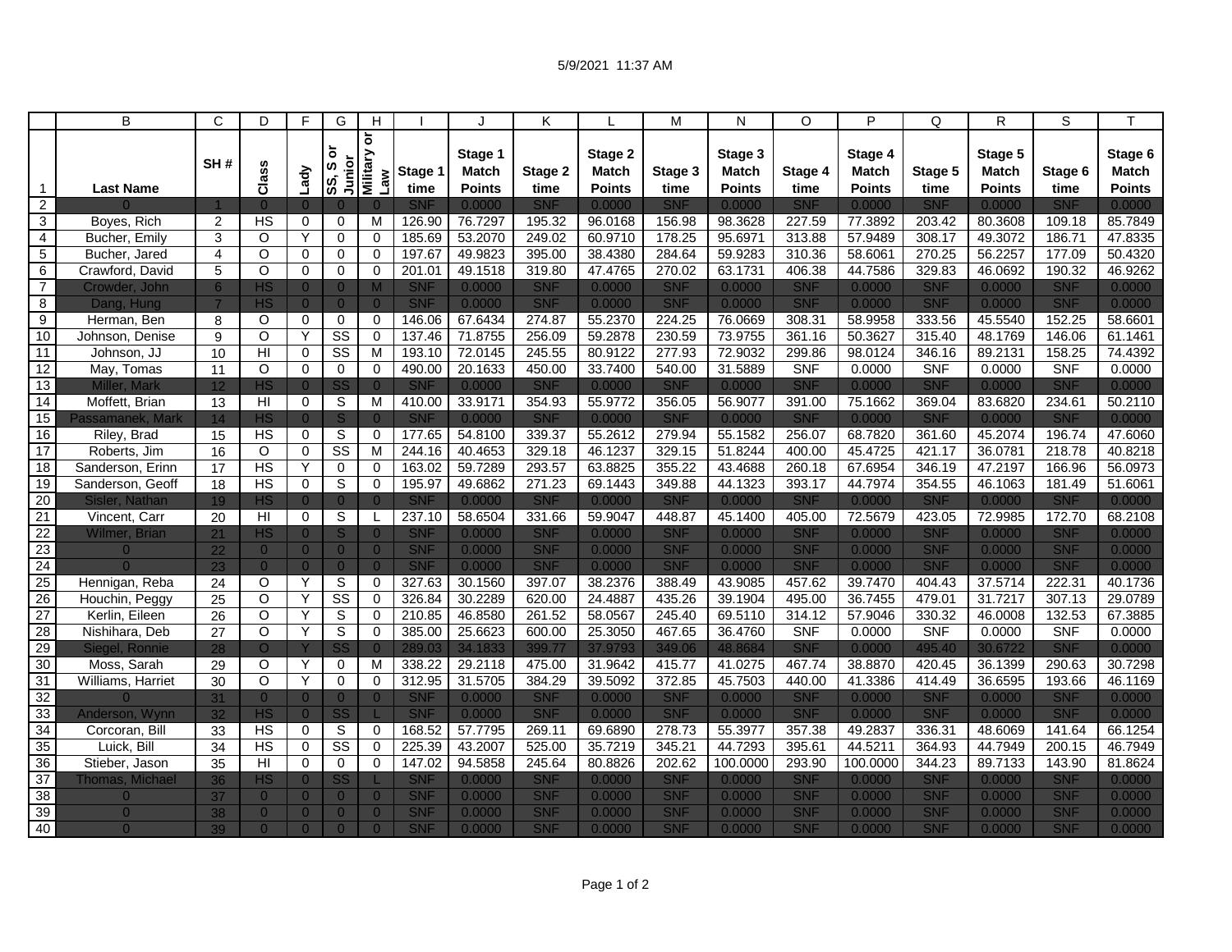5/9/2021 11:37 AM

| | B | C | D | F | G | H | I | J | K | L | M | N | O | P | Q | R | S | T |
|---|---|---|---|---|---|---|---|---|---|---|---|---|---|---|---|---|---|---|
| 1 | Last Name | SH # | Class | Lady | SS, S or Junior | Military or Law | Stage 1 time | Stage 1 Match Points | Stage 2 time | Stage 2 Match Points | Stage 3 time | Stage 3 Match Points | Stage 4 time | Stage 4 Match Points | Stage 5 time | Stage 5 Match Points | Stage 6 time | Stage 6 Match Points |
| 2 | 0 | 1 | 0 | 0 | 0 | 0 | SNF | 0.0000 | SNF | 0.0000 | SNF | 0.0000 | SNF | 0.0000 | SNF | 0.0000 | SNF | 0.0000 |
| 3 | Boyes, Rich | 2 | HS | 0 | 0 | M | 126.90 | 76.7297 | 195.32 | 96.0168 | 156.98 | 98.3628 | 227.59 | 77.3892 | 203.42 | 80.3608 | 109.18 | 85.7849 |
| 4 | Bucher, Emily | 3 | O | Y | 0 | 0 | 185.69 | 53.2070 | 249.02 | 60.9710 | 178.25 | 95.6971 | 313.88 | 57.9489 | 308.17 | 49.3072 | 186.71 | 47.8335 |
| 5 | Bucher, Jared | 4 | O | 0 | 0 | 0 | 197.67 | 49.9823 | 395.00 | 38.4380 | 284.64 | 59.9283 | 310.36 | 58.6061 | 270.25 | 56.2257 | 177.09 | 50.4320 |
| 6 | Crawford, David | 5 | O | 0 | 0 | 0 | 201.01 | 49.1518 | 319.80 | 47.4765 | 270.02 | 63.1731 | 406.38 | 44.7586 | 329.83 | 46.0692 | 190.32 | 46.9262 |
| 7 | Crowder, John | 6 | HS | 0 | 0 | M | SNF | 0.0000 | SNF | 0.0000 | SNF | 0.0000 | SNF | 0.0000 | SNF | 0.0000 | SNF | 0.0000 |
| 8 | Dang, Hung | 7 | HS | 0 | 0 | 0 | SNF | 0.0000 | SNF | 0.0000 | SNF | 0.0000 | SNF | 0.0000 | SNF | 0.0000 | SNF | 0.0000 |
| 9 | Herman, Ben | 8 | O | 0 | 0 | 0 | 146.06 | 67.6434 | 274.87 | 55.2370 | 224.25 | 76.0669 | 308.31 | 58.9958 | 333.56 | 45.5540 | 152.25 | 58.6601 |
| 10 | Johnson, Denise | 9 | O | Y | SS | 0 | 137.46 | 71.8755 | 256.09 | 59.2878 | 230.59 | 73.9755 | 361.16 | 50.3627 | 315.40 | 48.1769 | 146.06 | 61.1461 |
| 11 | Johnson, JJ | 10 | HI | 0 | SS | M | 193.10 | 72.0145 | 245.55 | 80.9122 | 277.93 | 72.9032 | 299.86 | 98.0124 | 346.16 | 89.2131 | 158.25 | 74.4392 |
| 12 | May, Tomas | 11 | O | 0 | 0 | 0 | 490.00 | 20.1633 | 450.00 | 33.7400 | 540.00 | 31.5889 | SNF | 0.0000 | SNF | 0.0000 | SNF | 0.0000 |
| 13 | Miller, Mark | 12 | HS | 0 | SS | 0 | SNF | 0.0000 | SNF | 0.0000 | SNF | 0.0000 | SNF | 0.0000 | SNF | 0.0000 | SNF | 0.0000 |
| 14 | Moffett, Brian | 13 | HI | 0 | S | M | 410.00 | 33.9171 | 354.93 | 55.9772 | 356.05 | 56.9077 | 391.00 | 75.1662 | 369.04 | 83.6820 | 234.61 | 50.2110 |
| 15 | Passamanek, Mark | 14 | HS | 0 | S | 0 | SNF | 0.0000 | SNF | 0.0000 | SNF | 0.0000 | SNF | 0.0000 | SNF | 0.0000 | SNF | 0.0000 |
| 16 | Riley, Brad | 15 | HS | 0 | S | 0 | 177.65 | 54.8100 | 339.37 | 55.2612 | 279.94 | 55.1582 | 256.07 | 68.7820 | 361.60 | 45.2074 | 196.74 | 47.6060 |
| 17 | Roberts, Jim | 16 | O | 0 | SS | M | 244.16 | 40.4653 | 329.18 | 46.1237 | 329.15 | 51.8244 | 400.00 | 45.4725 | 421.17 | 36.0781 | 218.78 | 40.8218 |
| 18 | Sanderson, Erinn | 17 | HS | Y | 0 | 0 | 163.02 | 59.7289 | 293.57 | 63.8825 | 355.22 | 43.4688 | 260.18 | 67.6954 | 346.19 | 47.2197 | 166.96 | 56.0973 |
| 19 | Sanderson, Geoff | 18 | HS | 0 | S | 0 | 195.97 | 49.6862 | 271.23 | 69.1443 | 349.88 | 44.1323 | 393.17 | 44.7974 | 354.55 | 46.1063 | 181.49 | 51.6061 |
| 20 | Sisler, Nathan | 19 | HS | 0 | 0 | 0 | SNF | 0.0000 | SNF | 0.0000 | SNF | 0.0000 | SNF | 0.0000 | SNF | 0.0000 | SNF | 0.0000 |
| 21 | Vincent, Carr | 20 | HI | 0 | S | L | 237.10 | 58.6504 | 331.66 | 59.9047 | 448.87 | 45.1400 | 405.00 | 72.5679 | 423.05 | 72.9985 | 172.70 | 68.2108 |
| 22 | Wilmer, Brian | 21 | HS | 0 | S | 0 | SNF | 0.0000 | SNF | 0.0000 | SNF | 0.0000 | SNF | 0.0000 | SNF | 0.0000 | SNF | 0.0000 |
| 23 | 0 | 22 | 0 | 0 | 0 | 0 | SNF | 0.0000 | SNF | 0.0000 | SNF | 0.0000 | SNF | 0.0000 | SNF | 0.0000 | SNF | 0.0000 |
| 24 | 0 | 23 | 0 | 0 | 0 | 0 | SNF | 0.0000 | SNF | 0.0000 | SNF | 0.0000 | SNF | 0.0000 | SNF | 0.0000 | SNF | 0.0000 |
| 25 | Hennigan, Reba | 24 | O | Y | S | 0 | 327.63 | 30.1560 | 397.07 | 38.2376 | 388.49 | 43.9085 | 457.62 | 39.7470 | 404.43 | 37.5714 | 222.31 | 40.1736 |
| 26 | Houchin, Peggy | 25 | O | Y | SS | 0 | 326.84 | 30.2289 | 620.00 | 24.4887 | 435.26 | 39.1904 | 495.00 | 36.7455 | 479.01 | 31.7217 | 307.13 | 29.0789 |
| 27 | Kerlin, Eileen | 26 | O | Y | S | 0 | 210.85 | 46.8580 | 261.52 | 58.0567 | 245.40 | 69.5110 | 314.12 | 57.9046 | 330.32 | 46.0008 | 132.53 | 67.3885 |
| 28 | Nishihara, Deb | 27 | O | Y | S | 0 | 385.00 | 25.6623 | 600.00 | 25.3050 | 467.65 | 36.4760 | SNF | 0.0000 | SNF | 0.0000 | SNF | 0.0000 |
| 29 | Siegel, Ronnie | 28 | O | Y | SS | 0 | 289.03 | 34.1833 | 399.77 | 37.9793 | 349.06 | 48.8684 | SNF | 0.0000 | 495.40 | 30.6722 | SNF | 0.0000 |
| 30 | Moss, Sarah | 29 | O | Y | 0 | M | 338.22 | 29.2118 | 475.00 | 31.9642 | 415.77 | 41.0275 | 467.74 | 38.8870 | 420.45 | 36.1399 | 290.63 | 30.7298 |
| 31 | Williams, Harriet | 30 | O | Y | 0 | 0 | 312.95 | 31.5705 | 384.29 | 39.5092 | 372.85 | 45.7503 | 440.00 | 41.3386 | 414.49 | 36.6595 | 193.66 | 46.1169 |
| 32 | 0 | 31 | 0 | 0 | 0 | 0 | SNF | 0.0000 | SNF | 0.0000 | SNF | 0.0000 | SNF | 0.0000 | SNF | 0.0000 | SNF | 0.0000 |
| 33 | Anderson, Wynn | 32 | HS | 0 | SS | L | SNF | 0.0000 | SNF | 0.0000 | SNF | 0.0000 | SNF | 0.0000 | SNF | 0.0000 | SNF | 0.0000 |
| 34 | Corcoran, Bill | 33 | HS | 0 | S | 0 | 168.52 | 57.7795 | 269.11 | 69.6890 | 278.73 | 55.3977 | 357.38 | 49.2837 | 336.31 | 48.6069 | 141.64 | 66.1254 |
| 35 | Luick, Bill | 34 | HS | 0 | SS | 0 | 225.39 | 43.2007 | 525.00 | 35.7219 | 345.21 | 44.7293 | 395.61 | 44.5211 | 364.93 | 44.7949 | 200.15 | 46.7949 |
| 36 | Stieber, Jason | 35 | HI | 0 | 0 | 0 | 147.02 | 94.5858 | 245.64 | 80.8826 | 202.62 | 100.0000 | 293.90 | 100.0000 | 344.23 | 89.7133 | 143.90 | 81.8624 |
| 37 | Thomas, Michael | 36 | HS | 0 | SS | L | SNF | 0.0000 | SNF | 0.0000 | SNF | 0.0000 | SNF | 0.0000 | SNF | 0.0000 | SNF | 0.0000 |
| 38 | 0 | 37 | 0 | 0 | 0 | 0 | SNF | 0.0000 | SNF | 0.0000 | SNF | 0.0000 | SNF | 0.0000 | SNF | 0.0000 | SNF | 0.0000 |
| 39 | 0 | 38 | 0 | 0 | 0 | 0 | SNF | 0.0000 | SNF | 0.0000 | SNF | 0.0000 | SNF | 0.0000 | SNF | 0.0000 | SNF | 0.0000 |
| 40 | 0 | 39 | 0 | 0 | 0 | 0 | SNF | 0.0000 | SNF | 0.0000 | SNF | 0.0000 | SNF | 0.0000 | SNF | 0.0000 | SNF | 0.0000 |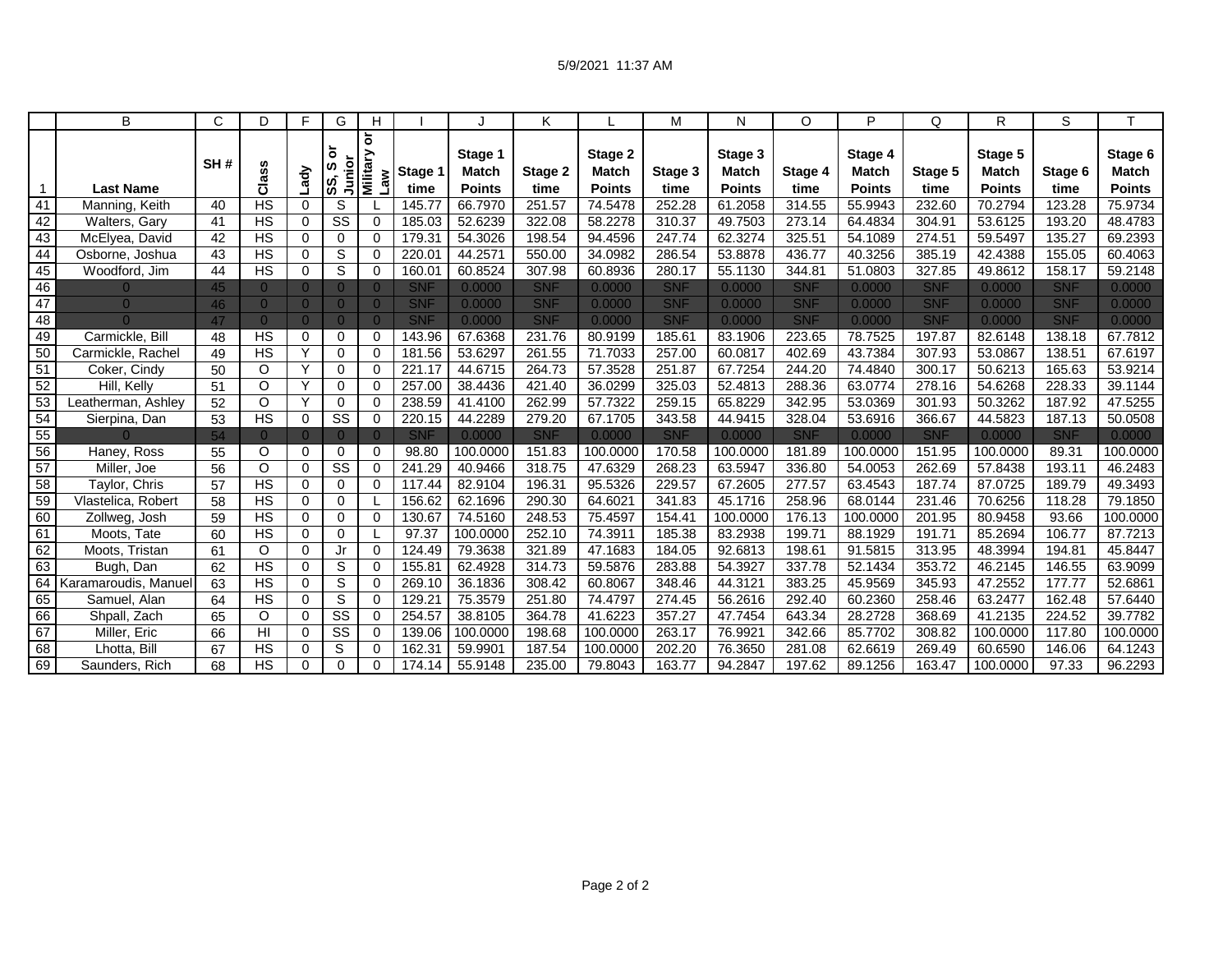5/9/2021 11:37 AM

| | B | C | D | F | G | H | I | J | K | L | M | N | O | P | Q | R | S | T |
|---|---|---|---|---|---|---|---|---|---|---|---|---|---|---|---|---|---|---|
| 1 | Last Name | SH # | Class | Lady | SS, S or Junior | Military or Law | Stage 1 time | Stage 1 Match Points | Stage 2 time | Stage 2 Match Points | Stage 3 time | Stage 3 Match Points | Stage 4 time | Stage 4 Match Points | Stage 5 time | Stage 5 Match Points | Stage 6 time | Stage 6 Match Points |
| 41 | Manning, Keith | 40 | HS | 0 | S | L | 145.77 | 66.7970 | 251.57 | 74.5478 | 252.28 | 61.2058 | 314.55 | 55.9943 | 232.60 | 70.2794 | 123.28 | 75.9734 |
| 42 | Walters, Gary | 41 | HS | 0 | SS | 0 | 185.03 | 52.6239 | 322.08 | 58.2278 | 310.37 | 49.7503 | 273.14 | 64.4834 | 304.91 | 53.6125 | 193.20 | 48.4783 |
| 43 | McElyea, David | 42 | HS | 0 | 0 | 0 | 179.31 | 54.3026 | 198.54 | 94.4596 | 247.74 | 62.3274 | 325.51 | 54.1089 | 274.51 | 59.5497 | 135.27 | 69.2393 |
| 44 | Osborne, Joshua | 43 | HS | 0 | S | 0 | 220.01 | 44.2571 | 550.00 | 34.0982 | 286.54 | 53.8878 | 436.77 | 40.3256 | 385.19 | 42.4388 | 155.05 | 60.4063 |
| 45 | Woodford, Jim | 44 | HS | 0 | S | 0 | 160.01 | 60.8524 | 307.98 | 60.8936 | 280.17 | 55.1130 | 344.81 | 51.0803 | 327.85 | 49.8612 | 158.17 | 59.2148 |
| 46 | 0 | 45 | 0 | 0 | 0 | 0 | SNF | 0.0000 | SNF | 0.0000 | SNF | 0.0000 | SNF | 0.0000 | SNF | 0.0000 | SNF | 0.0000 |
| 47 | 0 | 46 | 0 | 0 | 0 | 0 | SNF | 0.0000 | SNF | 0.0000 | SNF | 0.0000 | SNF | 0.0000 | SNF | 0.0000 | SNF | 0.0000 |
| 48 | 0 | 47 | 0 | 0 | 0 | 0 | SNF | 0.0000 | SNF | 0.0000 | SNF | 0.0000 | SNF | 0.0000 | SNF | 0.0000 | SNF | 0.0000 |
| 49 | Carmickle, Bill | 48 | HS | 0 | 0 | 0 | 143.96 | 67.6368 | 231.76 | 80.9199 | 185.61 | 83.1906 | 223.65 | 78.7525 | 197.87 | 82.6148 | 138.18 | 67.7812 |
| 50 | Carmickle, Rachel | 49 | HS | Y | 0 | 0 | 181.56 | 53.6297 | 261.55 | 71.7033 | 257.00 | 60.0817 | 402.69 | 43.7384 | 307.93 | 53.0867 | 138.51 | 67.6197 |
| 51 | Coker, Cindy | 50 | O | Y | 0 | 0 | 221.17 | 44.6715 | 264.73 | 57.3528 | 251.87 | 67.7254 | 244.20 | 74.4840 | 300.17 | 50.6213 | 165.63 | 53.9214 |
| 52 | Hill, Kelly | 51 | O | Y | 0 | 0 | 257.00 | 38.4436 | 421.40 | 36.0299 | 325.03 | 52.4813 | 288.36 | 63.0774 | 278.16 | 54.6268 | 228.33 | 39.1144 |
| 53 | Leatherman, Ashley | 52 | O | Y | 0 | 0 | 238.59 | 41.4100 | 262.99 | 57.7322 | 259.15 | 65.8229 | 342.95 | 53.0369 | 301.93 | 50.3262 | 187.92 | 47.5255 |
| 54 | Sierpina, Dan | 53 | HS | 0 | SS | 0 | 220.15 | 44.2289 | 279.20 | 67.1705 | 343.58 | 44.9415 | 328.04 | 53.6916 | 366.67 | 44.5823 | 187.13 | 50.0508 |
| 55 | 0 | 54 | 0 | 0 | 0 | 0 | SNF | 0.0000 | SNF | 0.0000 | SNF | 0.0000 | SNF | 0.0000 | SNF | 0.0000 | SNF | 0.0000 |
| 56 | Haney, Ross | 55 | O | 0 | 0 | 0 | 98.80 | 100.0000 | 151.83 | 100.0000 | 170.58 | 100.0000 | 181.89 | 100.0000 | 151.95 | 100.0000 | 89.31 | 100.0000 |
| 57 | Miller, Joe | 56 | O | 0 | SS | 0 | 241.29 | 40.9466 | 318.75 | 47.6329 | 268.23 | 63.5947 | 336.80 | 54.0053 | 262.69 | 57.8438 | 193.11 | 46.2483 |
| 58 | Taylor, Chris | 57 | HS | 0 | 0 | 0 | 117.44 | 82.9104 | 196.31 | 95.5326 | 229.57 | 67.2605 | 277.57 | 63.4543 | 187.74 | 87.0725 | 189.79 | 49.3493 |
| 59 | Vlastelica, Robert | 58 | HS | 0 | 0 | L | 156.62 | 62.1696 | 290.30 | 64.6021 | 341.83 | 45.1716 | 258.96 | 68.0144 | 231.46 | 70.6256 | 118.28 | 79.1850 |
| 60 | Zollweg, Josh | 59 | HS | 0 | 0 | 0 | 130.67 | 74.5160 | 248.53 | 75.4597 | 154.41 | 100.0000 | 176.13 | 100.0000 | 201.95 | 80.9458 | 93.66 | 100.0000 |
| 61 | Moots, Tate | 60 | HS | 0 | 0 | L | 97.37 | 100.0000 | 252.10 | 74.3911 | 185.38 | 83.2938 | 199.71 | 88.1929 | 191.71 | 85.2694 | 106.77 | 87.7213 |
| 62 | Moots, Tristan | 61 | O | 0 | Jr | 0 | 124.49 | 79.3638 | 321.89 | 47.1683 | 184.05 | 92.6813 | 198.61 | 91.5815 | 313.95 | 48.3994 | 194.81 | 45.8447 |
| 63 | Bugh, Dan | 62 | HS | 0 | S | 0 | 155.81 | 62.4928 | 314.73 | 59.5876 | 283.88 | 54.3927 | 337.78 | 52.1434 | 353.72 | 46.2145 | 146.55 | 63.9099 |
| 64 | Karamaroudis, Manuel | 63 | HS | 0 | S | 0 | 269.10 | 36.1836 | 308.42 | 60.8067 | 348.46 | 44.3121 | 383.25 | 45.9569 | 345.93 | 47.2552 | 177.77 | 52.6861 |
| 65 | Samuel, Alan | 64 | HS | 0 | S | 0 | 129.21 | 75.3579 | 251.80 | 74.4797 | 274.45 | 56.2616 | 292.40 | 60.2360 | 258.46 | 63.2477 | 162.48 | 57.6440 |
| 66 | Shpall, Zach | 65 | O | 0 | SS | 0 | 254.57 | 38.8105 | 364.78 | 41.6223 | 357.27 | 47.7454 | 643.34 | 28.2728 | 368.69 | 41.2135 | 224.52 | 39.7782 |
| 67 | Miller, Eric | 66 | HI | 0 | SS | 0 | 139.06 | 100.0000 | 198.68 | 100.0000 | 263.17 | 76.9921 | 342.66 | 85.7702 | 308.82 | 100.0000 | 117.80 | 100.0000 |
| 68 | Lhotta, Bill | 67 | HS | 0 | S | 0 | 162.31 | 59.9901 | 187.54 | 100.0000 | 202.20 | 76.3650 | 281.08 | 62.6619 | 269.49 | 60.6590 | 146.06 | 64.1243 |
| 69 | Saunders, Rich | 68 | HS | 0 | 0 | 0 | 174.14 | 55.9148 | 235.00 | 79.8043 | 163.77 | 94.2847 | 197.62 | 89.1256 | 163.47 | 100.0000 | 97.33 | 96.2293 |